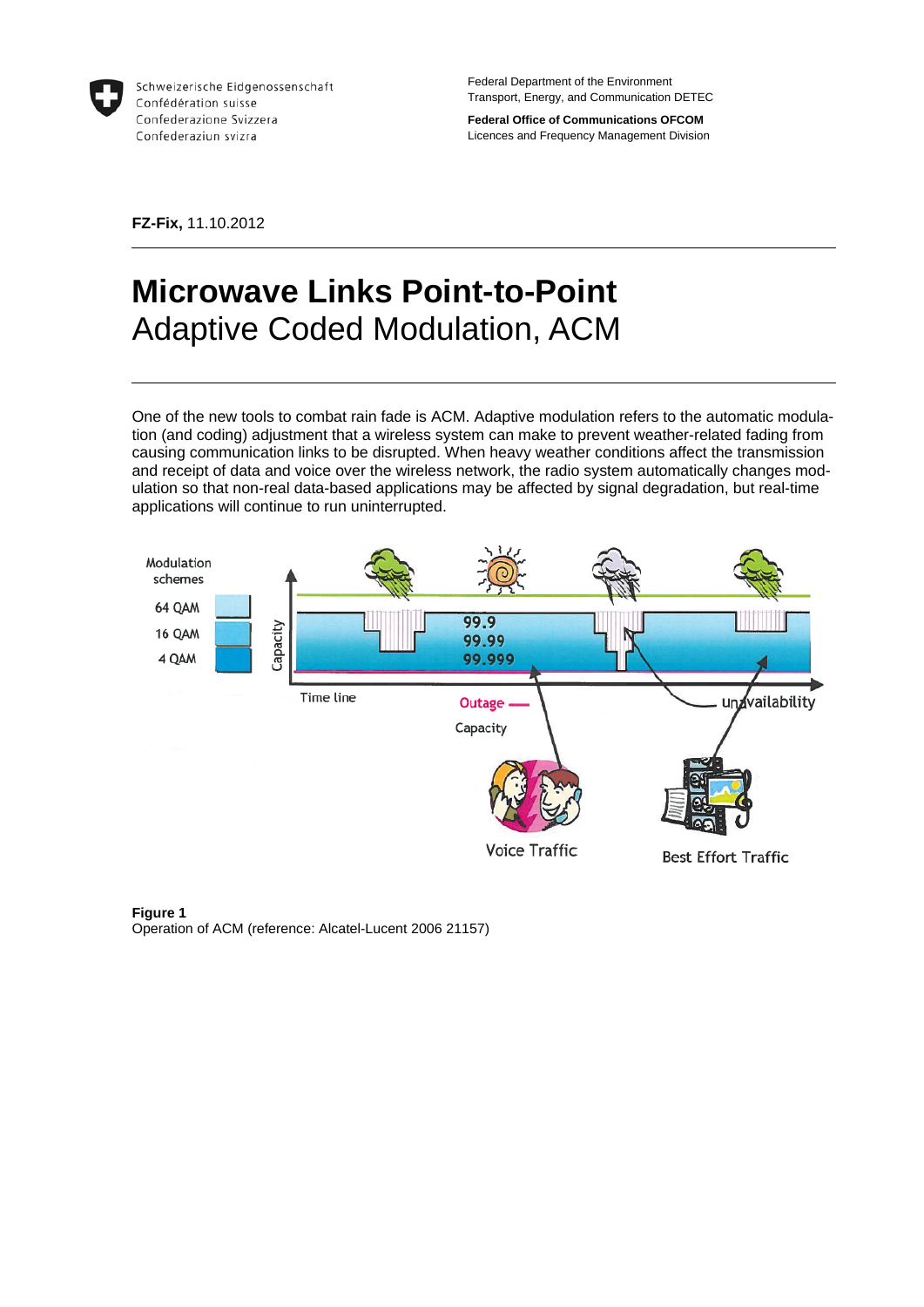Schweizerische Eidgenossenschaft
Confédération suisse
Confederazione Svizzera
Confederaziun svizra

Federal Department of the Environment
Transport, Energy, and Communication DETEC

**Federal Office of Communications OFCOM**
Licences and Frequency Management Division

**FZ-Fix,** 11.10.2012

# Microwave Links Point-to-Point
## Adaptive Coded Modulation, ACM

One of the new tools to combat rain fade is ACM. Adaptive modulation refers to the automatic modulation (and coding) adjustment that a wireless system can make to prevent weather-related fading from causing communication links to be disrupted. When heavy weather conditions affect the transmission and receipt of data and voice over the wireless network, the radio system automatically changes modulation so that non-real data-based applications may be affected by signal degradation, but real-time applications will continue to run uninterrupted.

Modulation schemes

64 QAM

16 QAM

4 QAM

Capacity

99.9
99.99
99.999

Time line

Outage

Capacity

unavailability

Voice Traffic

Best Effort Traffic

**Figure 1**
Operation of ACM (reference: Alcatel-Lucent 2006 21157)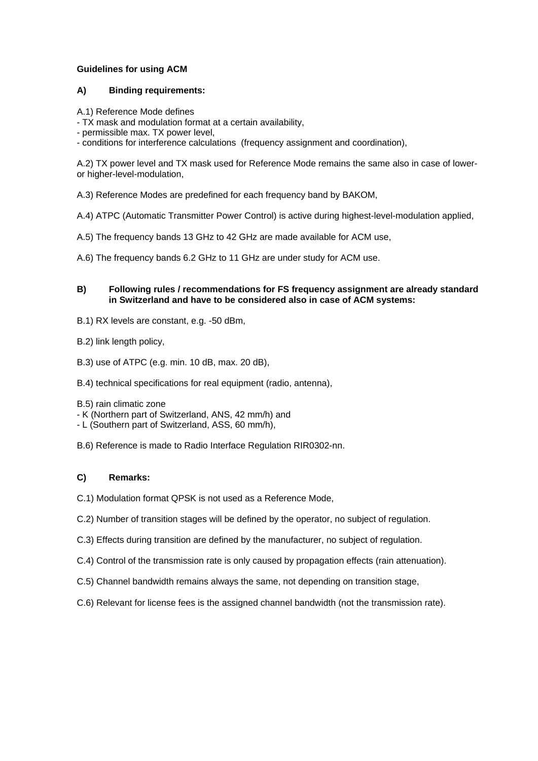**Guidelines for using ACM**

## A) Binding requirements:

A.1) Reference Mode defines
- TX mask and modulation format at a certain availability,
- permissible max. TX power level,
- conditions for interference calculations (frequency assignment and coordination),

A.2) TX power level and TX mask used for Reference Mode remains the same also in case of lower- or higher-level-modulation,

A.3) Reference Modes are predefined for each frequency band by BAKOM,

A.4) ATPC (Automatic Transmitter Power Control) is active during highest-level-modulation applied,

A.5) The frequency bands 13 GHz to 42 GHz are made available for ACM use,

A.6) The frequency bands 6.2 GHz to 11 GHz are under study for ACM use.

## B) Following rules / recommendations for FS frequency assignment are already standard in Switzerland and have to be considered also in case of ACM systems:

B.1) RX levels are constant, e.g. -50 dBm,

B.2) link length policy,

B.3) use of ATPC (e.g. min. 10 dB, max. 20 dB),

B.4) technical specifications for real equipment (radio, antenna),

B.5) rain climatic zone
- K (Northern part of Switzerland, ANS, 42 mm/h) and
- L (Southern part of Switzerland, ASS, 60 mm/h),

B.6) Reference is made to Radio Interface Regulation RIR0302-nn.

## C) Remarks:

C.1) Modulation format QPSK is not used as a Reference Mode,

C.2) Number of transition stages will be defined by the operator, no subject of regulation.

C.3) Effects during transition are defined by the manufacturer, no subject of regulation.

C.4) Control of the transmission rate is only caused by propagation effects (rain attenuation).

C.5) Channel bandwidth remains always the same, not depending on transition stage,

C.6) Relevant for license fees is the assigned channel bandwidth (not the transmission rate).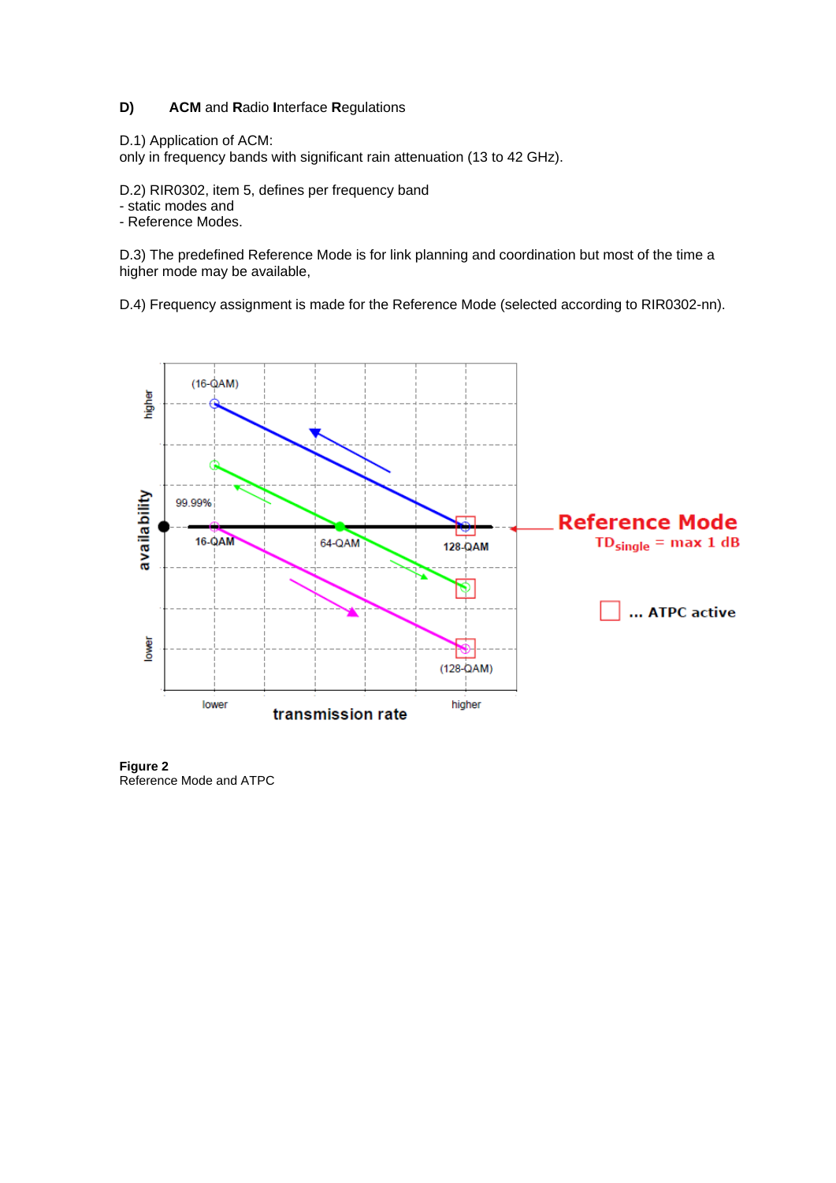## D) **ACM** and **R**adio **I**nterface **R**egulations

D.1) Application of ACM:
only in frequency bands with significant rain attenuation (13 to 42 GHz).

D.2) RIR0302, item 5, defines per frequency band
- static modes and
- Reference Modes.

D.3) The predefined Reference Mode is for link planning and coordination but most of the time a higher mode may be available,

D.4) Frequency assignment is made for the Reference Mode (selected according to RIR0302-nn).

availability
higher
lower
99.99%
(16-QAM)
16-QAM
64-QAM
128-QAM
(128-QAM)
transmission rate
lower
higher
**Reference Mode**
$TD_{single}$ = max 1 dB
**... ATPC active**

**Figure 2**
Reference Mode and ATPC